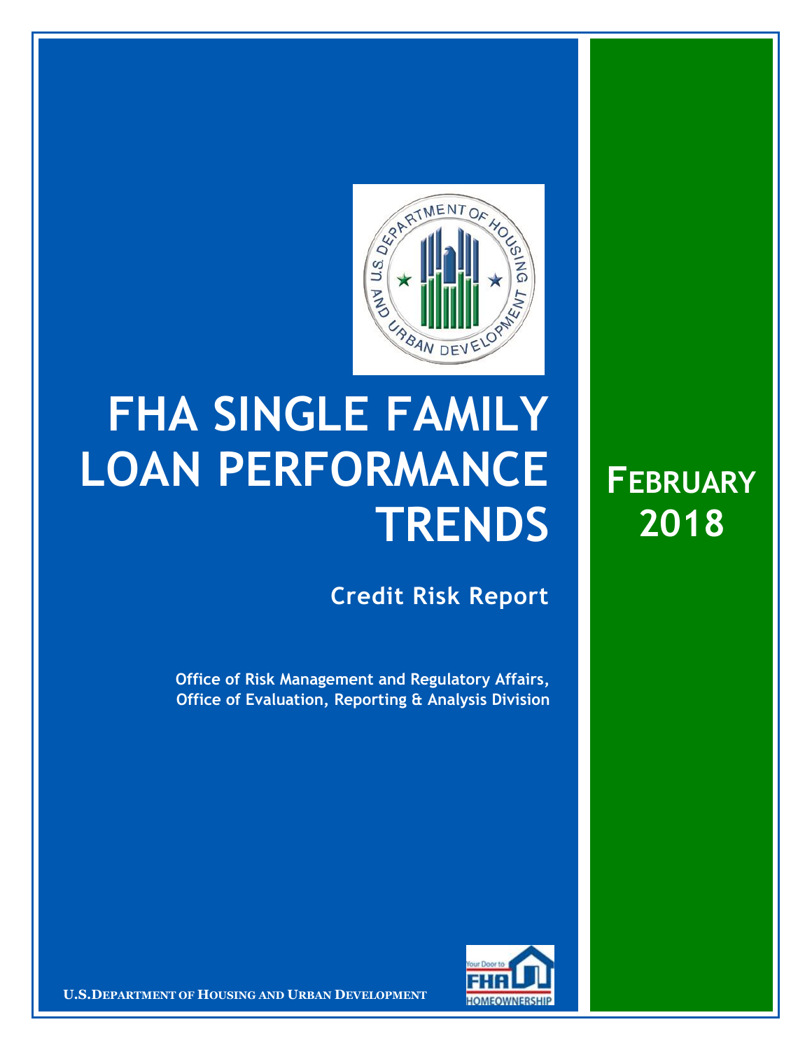# FHA SINGLE FAMILY LOAN PERFORMANCE TRENDS

**FEBRUARY 2018**

## Credit Risk Report

**Office of Risk Management and Regulatory Affairs, Office of Evaluation, Reporting & Analysis Division**

**U.S. DEPARTMENT OF HOUSING AND URBAN DEVELOPMENT**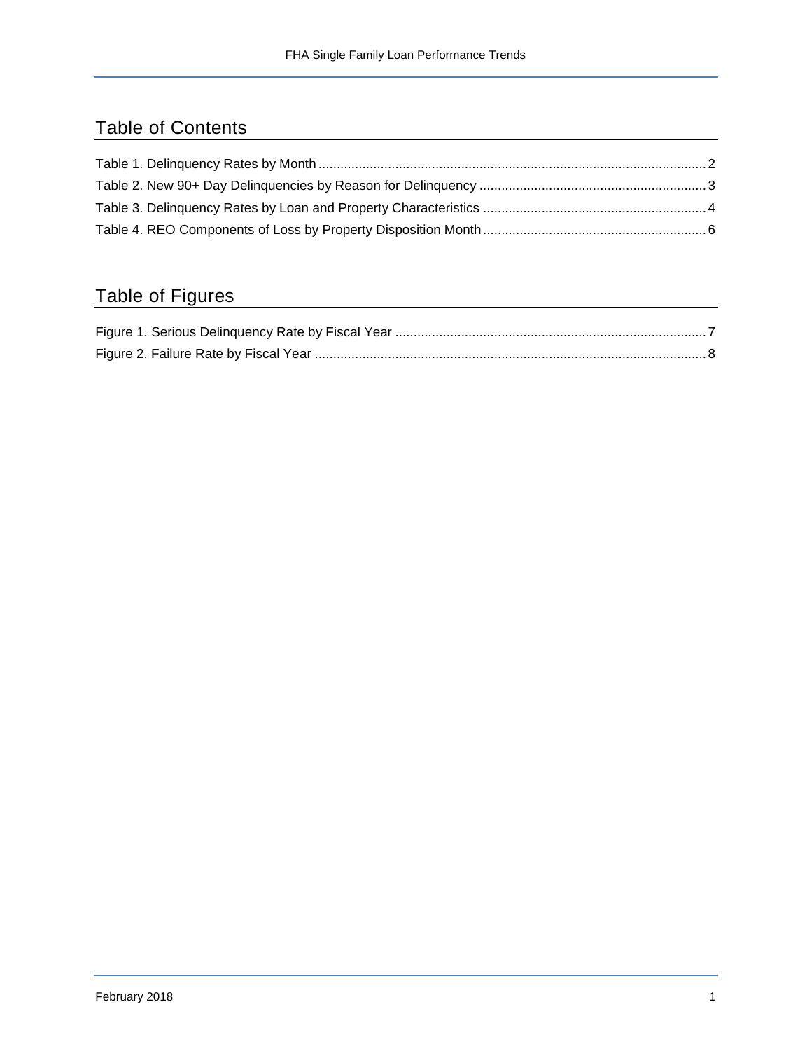## Table of Contents

Table 1. Delinquency Rates by Month .......... 2
Table 2. New 90+ Day Delinquencies by Reason for Delinquency .......... 3
Table 3. Delinquency Rates by Loan and Property Characteristics .......... 4
Table 4. REO Components of Loss by Property Disposition Month .......... 6

## Table of Figures

Figure 1. Serious Delinquency Rate by Fiscal Year .......... 7
Figure 2. Failure Rate by Fiscal Year .......... 8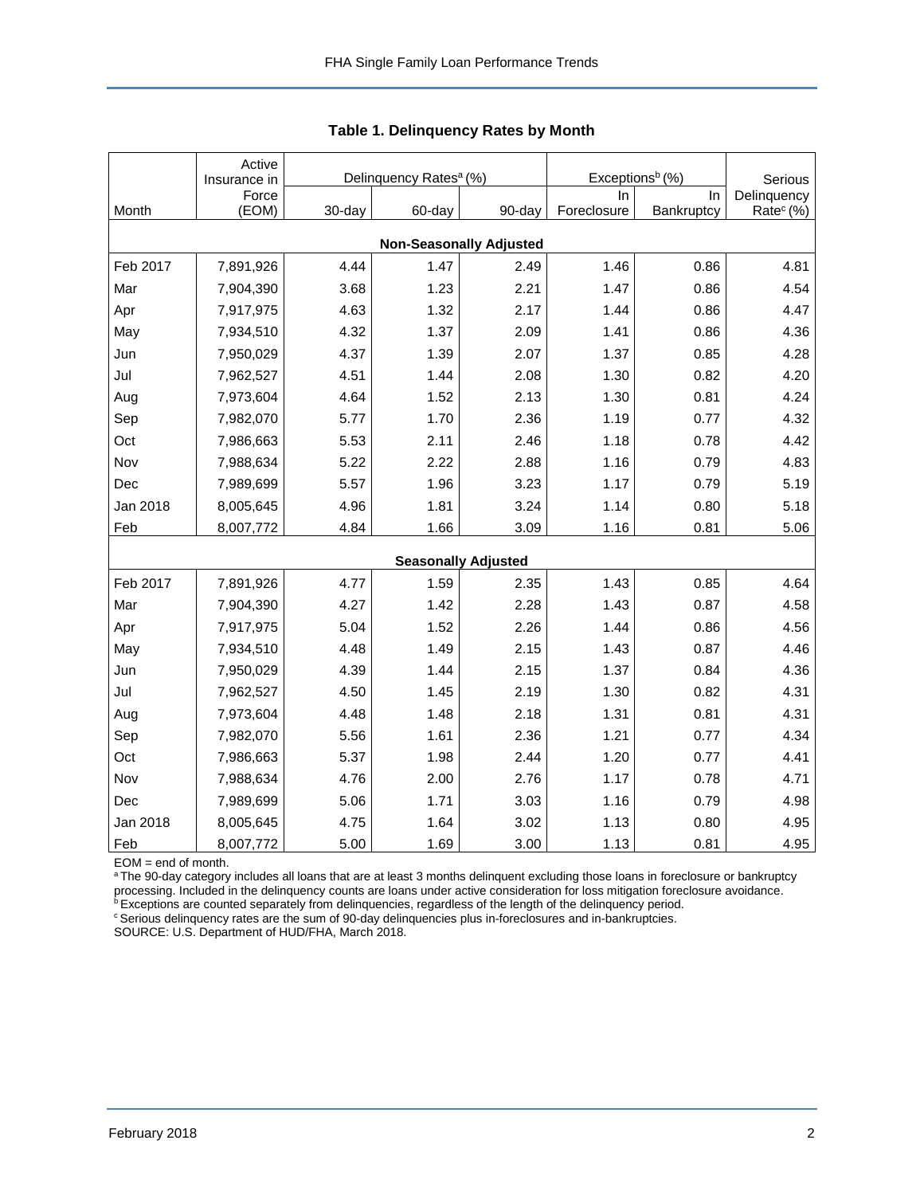**Table 1. Delinquency Rates by Month**

| Month | Active Insurance in Force (EOM) | Delinquency Rates[a] (%) | | | Exceptions[b] (%) | | Serious Delinquency Rate[c] (%) |
|---|---|---|---|---|---|---|---|
| | | 30-day | 60-day | 90-day | In Foreclosure | In Bankruptcy | |
| **Non-Seasonally Adjusted** | | | | | | | |
| Feb 2017 | 7,891,926 | 4.44 | 1.47 | 2.49 | 1.46 | 0.86 | 4.81 |
| Mar | 7,904,390 | 3.68 | 1.23 | 2.21 | 1.47 | 0.86 | 4.54 |
| Apr | 7,917,975 | 4.63 | 1.32 | 2.17 | 1.44 | 0.86 | 4.47 |
| May | 7,934,510 | 4.32 | 1.37 | 2.09 | 1.41 | 0.86 | 4.36 |
| Jun | 7,950,029 | 4.37 | 1.39 | 2.07 | 1.37 | 0.85 | 4.28 |
| Jul | 7,962,527 | 4.51 | 1.44 | 2.08 | 1.30 | 0.82 | 4.20 |
| Aug | 7,973,604 | 4.64 | 1.52 | 2.13 | 1.30 | 0.81 | 4.24 |
| Sep | 7,982,070 | 5.77 | 1.70 | 2.36 | 1.19 | 0.77 | 4.32 |
| Oct | 7,986,663 | 5.53 | 2.11 | 2.46 | 1.18 | 0.78 | 4.42 |
| Nov | 7,988,634 | 5.22 | 2.22 | 2.88 | 1.16 | 0.79 | 4.83 |
| Dec | 7,989,699 | 5.57 | 1.96 | 3.23 | 1.17 | 0.79 | 5.19 |
| Jan 2018 | 8,005,645 | 4.96 | 1.81 | 3.24 | 1.14 | 0.80 | 5.18 |
| Feb | 8,007,772 | 4.84 | 1.66 | 3.09 | 1.16 | 0.81 | 5.06 |
| **Seasonally Adjusted** | | | | | | | |
| Feb 2017 | 7,891,926 | 4.77 | 1.59 | 2.35 | 1.43 | 0.85 | 4.64 |
| Mar | 7,904,390 | 4.27 | 1.42 | 2.28 | 1.43 | 0.87 | 4.58 |
| Apr | 7,917,975 | 5.04 | 1.52 | 2.26 | 1.44 | 0.86 | 4.56 |
| May | 7,934,510 | 4.48 | 1.49 | 2.15 | 1.43 | 0.87 | 4.46 |
| Jun | 7,950,029 | 4.39 | 1.44 | 2.15 | 1.37 | 0.84 | 4.36 |
| Jul | 7,962,527 | 4.50 | 1.45 | 2.19 | 1.30 | 0.82 | 4.31 |
| Aug | 7,973,604 | 4.48 | 1.48 | 2.18 | 1.31 | 0.81 | 4.31 |
| Sep | 7,982,070 | 5.56 | 1.61 | 2.36 | 1.21 | 0.77 | 4.34 |
| Oct | 7,986,663 | 5.37 | 1.98 | 2.44 | 1.20 | 0.77 | 4.41 |
| Nov | 7,988,634 | 4.76 | 2.00 | 2.76 | 1.17 | 0.78 | 4.71 |
| Dec | 7,989,699 | 5.06 | 1.71 | 3.03 | 1.16 | 0.79 | 4.98 |
| Jan 2018 | 8,005,645 | 4.75 | 1.64 | 3.02 | 1.13 | 0.80 | 4.95 |
| Feb | 8,007,772 | 5.00 | 1.69 | 3.00 | 1.13 | 0.81 | 4.95 |

EOM = end of month.

[a] The 90-day category includes all loans that are at least 3 months delinquent excluding those loans in foreclosure or bankruptcy processing. Included in the delinquency counts are loans under active consideration for loss mitigation foreclosure avoidance.

[b] Exceptions are counted separately from delinquencies, regardless of the length of the delinquency period.

[c] Serious delinquency rates are the sum of 90-day delinquencies plus in-foreclosures and in-bankruptcies.

SOURCE: U.S. Department of HUD/FHA, March 2018.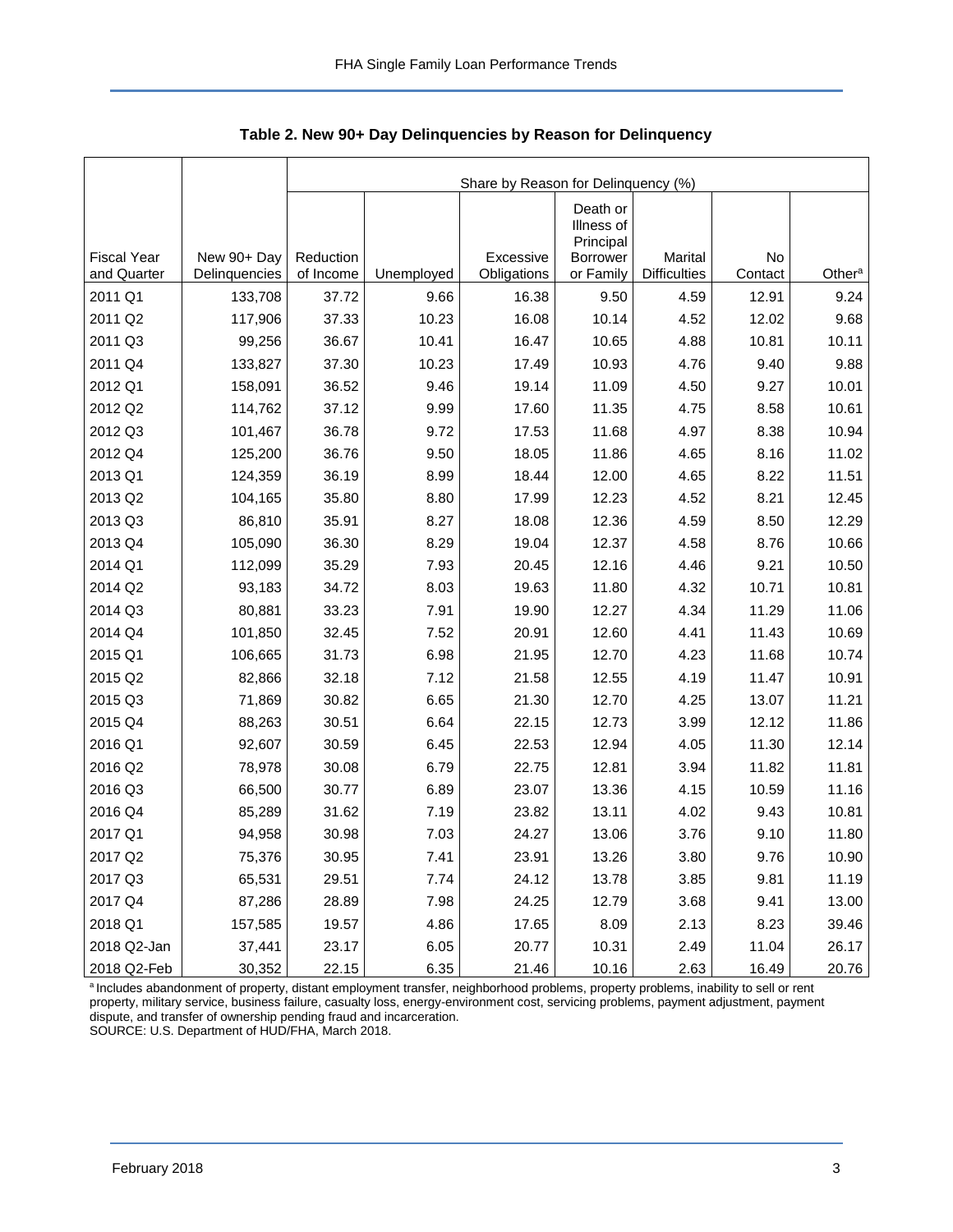**Table 2. New 90+ Day Delinquencies by Reason for Delinquency**

| | | Share by Reason for Delinquency (%) | | | | | | |
|---|---|---|---|---|---|---|---|---|
| Fiscal Year and Quarter | New 90+ Day Delinquencies | Reduction of Income | Unemployed | Excessive Obligations | Death or Illness of Principal Borrower or Family | Marital Difficulties | No Contact | Other[a] |
| 2011 Q1 | 133,708 | 37.72 | 9.66 | 16.38 | 9.50 | 4.59 | 12.91 | 9.24 |
| 2011 Q2 | 117,906 | 37.33 | 10.23 | 16.08 | 10.14 | 4.52 | 12.02 | 9.68 |
| 2011 Q3 | 99,256 | 36.67 | 10.41 | 16.47 | 10.65 | 4.88 | 10.81 | 10.11 |
| 2011 Q4 | 133,827 | 37.30 | 10.23 | 17.49 | 10.93 | 4.76 | 9.40 | 9.88 |
| 2012 Q1 | 158,091 | 36.52 | 9.46 | 19.14 | 11.09 | 4.50 | 9.27 | 10.01 |
| 2012 Q2 | 114,762 | 37.12 | 9.99 | 17.60 | 11.35 | 4.75 | 8.58 | 10.61 |
| 2012 Q3 | 101,467 | 36.78 | 9.72 | 17.53 | 11.68 | 4.97 | 8.38 | 10.94 |
| 2012 Q4 | 125,200 | 36.76 | 9.50 | 18.05 | 11.86 | 4.65 | 8.16 | 11.02 |
| 2013 Q1 | 124,359 | 36.19 | 8.99 | 18.44 | 12.00 | 4.65 | 8.22 | 11.51 |
| 2013 Q2 | 104,165 | 35.80 | 8.80 | 17.99 | 12.23 | 4.52 | 8.21 | 12.45 |
| 2013 Q3 | 86,810 | 35.91 | 8.27 | 18.08 | 12.36 | 4.59 | 8.50 | 12.29 |
| 2013 Q4 | 105,090 | 36.30 | 8.29 | 19.04 | 12.37 | 4.58 | 8.76 | 10.66 |
| 2014 Q1 | 112,099 | 35.29 | 7.93 | 20.45 | 12.16 | 4.46 | 9.21 | 10.50 |
| 2014 Q2 | 93,183 | 34.72 | 8.03 | 19.63 | 11.80 | 4.32 | 10.71 | 10.81 |
| 2014 Q3 | 80,881 | 33.23 | 7.91 | 19.90 | 12.27 | 4.34 | 11.29 | 11.06 |
| 2014 Q4 | 101,850 | 32.45 | 7.52 | 20.91 | 12.60 | 4.41 | 11.43 | 10.69 |
| 2015 Q1 | 106,665 | 31.73 | 6.98 | 21.95 | 12.70 | 4.23 | 11.68 | 10.74 |
| 2015 Q2 | 82,866 | 32.18 | 7.12 | 21.58 | 12.55 | 4.19 | 11.47 | 10.91 |
| 2015 Q3 | 71,869 | 30.82 | 6.65 | 21.30 | 12.70 | 4.25 | 13.07 | 11.21 |
| 2015 Q4 | 88,263 | 30.51 | 6.64 | 22.15 | 12.73 | 3.99 | 12.12 | 11.86 |
| 2016 Q1 | 92,607 | 30.59 | 6.45 | 22.53 | 12.94 | 4.05 | 11.30 | 12.14 |
| 2016 Q2 | 78,978 | 30.08 | 6.79 | 22.75 | 12.81 | 3.94 | 11.82 | 11.81 |
| 2016 Q3 | 66,500 | 30.77 | 6.89 | 23.07 | 13.36 | 4.15 | 10.59 | 11.16 |
| 2016 Q4 | 85,289 | 31.62 | 7.19 | 23.82 | 13.11 | 4.02 | 9.43 | 10.81 |
| 2017 Q1 | 94,958 | 30.98 | 7.03 | 24.27 | 13.06 | 3.76 | 9.10 | 11.80 |
| 2017 Q2 | 75,376 | 30.95 | 7.41 | 23.91 | 13.26 | 3.80 | 9.76 | 10.90 |
| 2017 Q3 | 65,531 | 29.51 | 7.74 | 24.12 | 13.78 | 3.85 | 9.81 | 11.19 |
| 2017 Q4 | 87,286 | 28.89 | 7.98 | 24.25 | 12.79 | 3.68 | 9.41 | 13.00 |
| 2018 Q1 | 157,585 | 19.57 | 4.86 | 17.65 | 8.09 | 2.13 | 8.23 | 39.46 |
| 2018 Q2-Jan | 37,441 | 23.17 | 6.05 | 20.77 | 10.31 | 2.49 | 11.04 | 26.17 |
| 2018 Q2-Feb | 30,352 | 22.15 | 6.35 | 21.46 | 10.16 | 2.63 | 16.49 | 20.76 |

[a] Includes abandonment of property, distant employment transfer, neighborhood problems, property problems, inability to sell or rent property, military service, business failure, casualty loss, energy-environment cost, servicing problems, payment adjustment, payment dispute, and transfer of ownership pending fraud and incarceration.
SOURCE: U.S. Department of HUD/FHA, March 2018.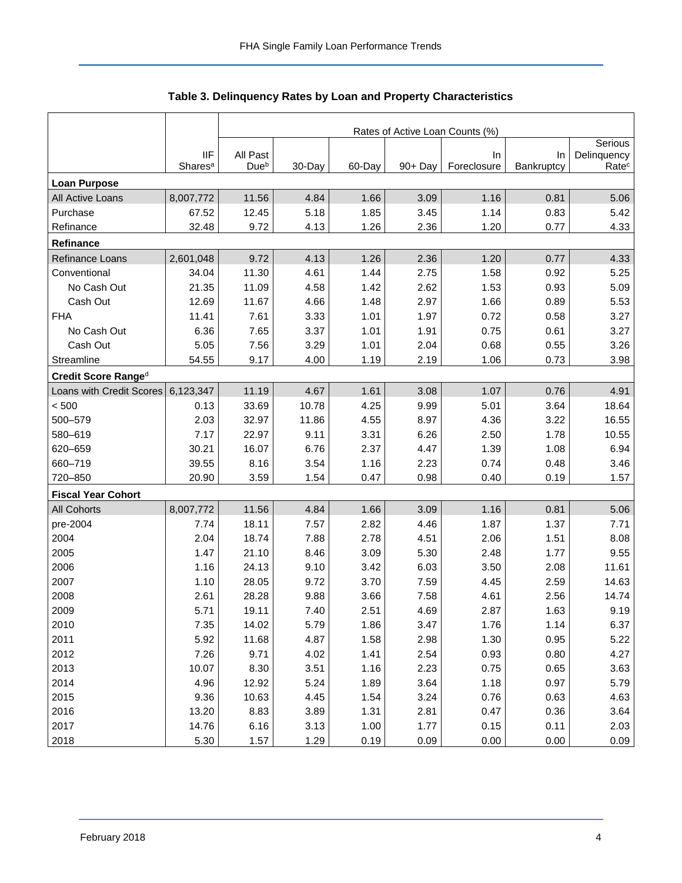### Table 3. Delinquency Rates by Loan and Property Characteristics

| | IIF Shares[a] | Rates of Active Loan Counts (%) | | | | | | |
|---|---|---|---|---|---|---|---|---|
| | | All Past Due[b] | 30-Day | 60-Day | 90+ Day | In Foreclosure | In Bankruptcy | Serious Delinquency Rate[c] |
| **Loan Purpose** | | | | | | | | |
| All Active Loans | 8,007,772 | 11.56 | 4.84 | 1.66 | 3.09 | 1.16 | 0.81 | 5.06 |
| Purchase | 67.52 | 12.45 | 5.18 | 1.85 | 3.45 | 1.14 | 0.83 | 5.42 |
| Refinance | 32.48 | 9.72 | 4.13 | 1.26 | 2.36 | 1.20 | 0.77 | 4.33 |
| **Refinance** | | | | | | | | |
| Refinance Loans | 2,601,048 | 9.72 | 4.13 | 1.26 | 2.36 | 1.20 | 0.77 | 4.33 |
| Conventional | 34.04 | 11.30 | 4.61 | 1.44 | 2.75 | 1.58 | 0.92 | 5.25 |
| No Cash Out | 21.35 | 11.09 | 4.58 | 1.42 | 2.62 | 1.53 | 0.93 | 5.09 |
| Cash Out | 12.69 | 11.67 | 4.66 | 1.48 | 2.97 | 1.66 | 0.89 | 5.53 |
| FHA | 11.41 | 7.61 | 3.33 | 1.01 | 1.97 | 0.72 | 0.58 | 3.27 |
| No Cash Out | 6.36 | 7.65 | 3.37 | 1.01 | 1.91 | 0.75 | 0.61 | 3.27 |
| Cash Out | 5.05 | 7.56 | 3.29 | 1.01 | 2.04 | 0.68 | 0.55 | 3.26 |
| Streamline | 54.55 | 9.17 | 4.00 | 1.19 | 2.19 | 1.06 | 0.73 | 3.98 |
| **Credit Score Range[d]** | | | | | | | | |
| Loans with Credit Scores | 6,123,347 | 11.19 | 4.67 | 1.61 | 3.08 | 1.07 | 0.76 | 4.91 |
| < 500 | 0.13 | 33.69 | 10.78 | 4.25 | 9.99 | 5.01 | 3.64 | 18.64 |
| 500–579 | 2.03 | 32.97 | 11.86 | 4.55 | 8.97 | 4.36 | 3.22 | 16.55 |
| 580–619 | 7.17 | 22.97 | 9.11 | 3.31 | 6.26 | 2.50 | 1.78 | 10.55 |
| 620–659 | 30.21 | 16.07 | 6.76 | 2.37 | 4.47 | 1.39 | 1.08 | 6.94 |
| 660–719 | 39.55 | 8.16 | 3.54 | 1.16 | 2.23 | 0.74 | 0.48 | 3.46 |
| 720–850 | 20.90 | 3.59 | 1.54 | 0.47 | 0.98 | 0.40 | 0.19 | 1.57 |
| **Fiscal Year Cohort** | | | | | | | | |
| All Cohorts | 8,007,772 | 11.56 | 4.84 | 1.66 | 3.09 | 1.16 | 0.81 | 5.06 |
| pre-2004 | 7.74 | 18.11 | 7.57 | 2.82 | 4.46 | 1.87 | 1.37 | 7.71 |
| 2004 | 2.04 | 18.74 | 7.88 | 2.78 | 4.51 | 2.06 | 1.51 | 8.08 |
| 2005 | 1.47 | 21.10 | 8.46 | 3.09 | 5.30 | 2.48 | 1.77 | 9.55 |
| 2006 | 1.16 | 24.13 | 9.10 | 3.42 | 6.03 | 3.50 | 2.08 | 11.61 |
| 2007 | 1.10 | 28.05 | 9.72 | 3.70 | 7.59 | 4.45 | 2.59 | 14.63 |
| 2008 | 2.61 | 28.28 | 9.88 | 3.66 | 7.58 | 4.61 | 2.56 | 14.74 |
| 2009 | 5.71 | 19.11 | 7.40 | 2.51 | 4.69 | 2.87 | 1.63 | 9.19 |
| 2010 | 7.35 | 14.02 | 5.79 | 1.86 | 3.47 | 1.76 | 1.14 | 6.37 |
| 2011 | 5.92 | 11.68 | 4.87 | 1.58 | 2.98 | 1.30 | 0.95 | 5.22 |
| 2012 | 7.26 | 9.71 | 4.02 | 1.41 | 2.54 | 0.93 | 0.80 | 4.27 |
| 2013 | 10.07 | 8.30 | 3.51 | 1.16 | 2.23 | 0.75 | 0.65 | 3.63 |
| 2014 | 4.96 | 12.92 | 5.24 | 1.89 | 3.64 | 1.18 | 0.97 | 5.79 |
| 2015 | 9.36 | 10.63 | 4.45 | 1.54 | 3.24 | 0.76 | 0.63 | 4.63 |
| 2016 | 13.20 | 8.83 | 3.89 | 1.31 | 2.81 | 0.47 | 0.36 | 3.64 |
| 2017 | 14.76 | 6.16 | 3.13 | 1.00 | 1.77 | 0.15 | 0.11 | 2.03 |
| 2018 | 5.30 | 1.57 | 1.29 | 0.19 | 0.09 | 0.00 | 0.00 | 0.09 |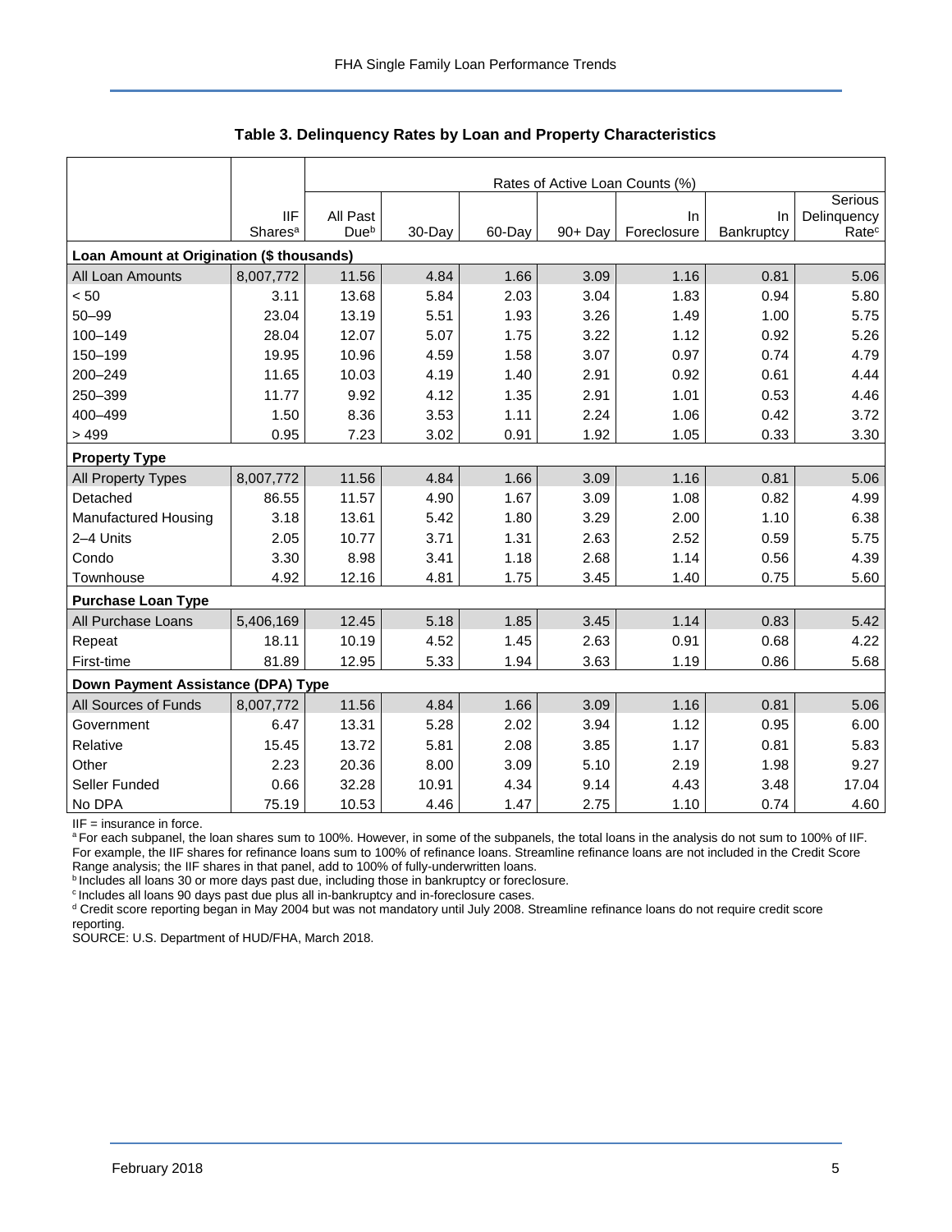### Table 3. Delinquency Rates by Loan and Property Characteristics

| | IIF Shares[a] | Rates of Active Loan Counts (%) | | | | | | |
|---|---|---|---|---|---|---|---|---|
| | | All Past Due[b] | 30-Day | 60-Day | 90+ Day | In Foreclosure | In Bankruptcy | Serious Delinquency Rate[c] |
| **Loan Amount at Origination ($ thousands)** | | | | | | | | |
| All Loan Amounts | 8,007,772 | 11.56 | 4.84 | 1.66 | 3.09 | 1.16 | 0.81 | 5.06 |
| < 50 | 3.11 | 13.68 | 5.84 | 2.03 | 3.04 | 1.83 | 0.94 | 5.80 |
| 50–99 | 23.04 | 13.19 | 5.51 | 1.93 | 3.26 | 1.49 | 1.00 | 5.75 |
| 100–149 | 28.04 | 12.07 | 5.07 | 1.75 | 3.22 | 1.12 | 0.92 | 5.26 |
| 150–199 | 19.95 | 10.96 | 4.59 | 1.58 | 3.07 | 0.97 | 0.74 | 4.79 |
| 200–249 | 11.65 | 10.03 | 4.19 | 1.40 | 2.91 | 0.92 | 0.61 | 4.44 |
| 250–399 | 11.77 | 9.92 | 4.12 | 1.35 | 2.91 | 1.01 | 0.53 | 4.46 |
| 400–499 | 1.50 | 8.36 | 3.53 | 1.11 | 2.24 | 1.06 | 0.42 | 3.72 |
| > 499 | 0.95 | 7.23 | 3.02 | 0.91 | 1.92 | 1.05 | 0.33 | 3.30 |
| **Property Type** | | | | | | | | |
| All Property Types | 8,007,772 | 11.56 | 4.84 | 1.66 | 3.09 | 1.16 | 0.81 | 5.06 |
| Detached | 86.55 | 11.57 | 4.90 | 1.67 | 3.09 | 1.08 | 0.82 | 4.99 |
| Manufactured Housing | 3.18 | 13.61 | 5.42 | 1.80 | 3.29 | 2.00 | 1.10 | 6.38 |
| 2–4 Units | 2.05 | 10.77 | 3.71 | 1.31 | 2.63 | 2.52 | 0.59 | 5.75 |
| Condo | 3.30 | 8.98 | 3.41 | 1.18 | 2.68 | 1.14 | 0.56 | 4.39 |
| Townhouse | 4.92 | 12.16 | 4.81 | 1.75 | 3.45 | 1.40 | 0.75 | 5.60 |
| **Purchase Loan Type** | | | | | | | | |
| All Purchase Loans | 5,406,169 | 12.45 | 5.18 | 1.85 | 3.45 | 1.14 | 0.83 | 5.42 |
| Repeat | 18.11 | 10.19 | 4.52 | 1.45 | 2.63 | 0.91 | 0.68 | 4.22 |
| First-time | 81.89 | 12.95 | 5.33 | 1.94 | 3.63 | 1.19 | 0.86 | 5.68 |
| **Down Payment Assistance (DPA) Type** | | | | | | | | |
| All Sources of Funds | 8,007,772 | 11.56 | 4.84 | 1.66 | 3.09 | 1.16 | 0.81 | 5.06 |
| Government | 6.47 | 13.31 | 5.28 | 2.02 | 3.94 | 1.12 | 0.95 | 6.00 |
| Relative | 15.45 | 13.72 | 5.81 | 2.08 | 3.85 | 1.17 | 0.81 | 5.83 |
| Other | 2.23 | 20.36 | 8.00 | 3.09 | 5.10 | 2.19 | 1.98 | 9.27 |
| Seller Funded | 0.66 | 32.28 | 10.91 | 4.34 | 9.14 | 4.43 | 3.48 | 17.04 |
| No DPA | 75.19 | 10.53 | 4.46 | 1.47 | 2.75 | 1.10 | 0.74 | 4.60 |

IIF = insurance in force.

[a] For each subpanel, the loan shares sum to 100%. However, in some of the subpanels, the total loans in the analysis do not sum to 100% of IIF. For example, the IIF shares for refinance loans sum to 100% of refinance loans. Streamline refinance loans are not included in the Credit Score Range analysis; the IIF shares in that panel, add to 100% of fully-underwritten loans.

[b] Includes all loans 30 or more days past due, including those in bankruptcy or foreclosure.

[c] Includes all loans 90 days past due plus all in-bankruptcy and in-foreclosure cases.

[d] Credit score reporting began in May 2004 but was not mandatory until July 2008. Streamline refinance loans do not require credit score reporting.

SOURCE: U.S. Department of HUD/FHA, March 2018.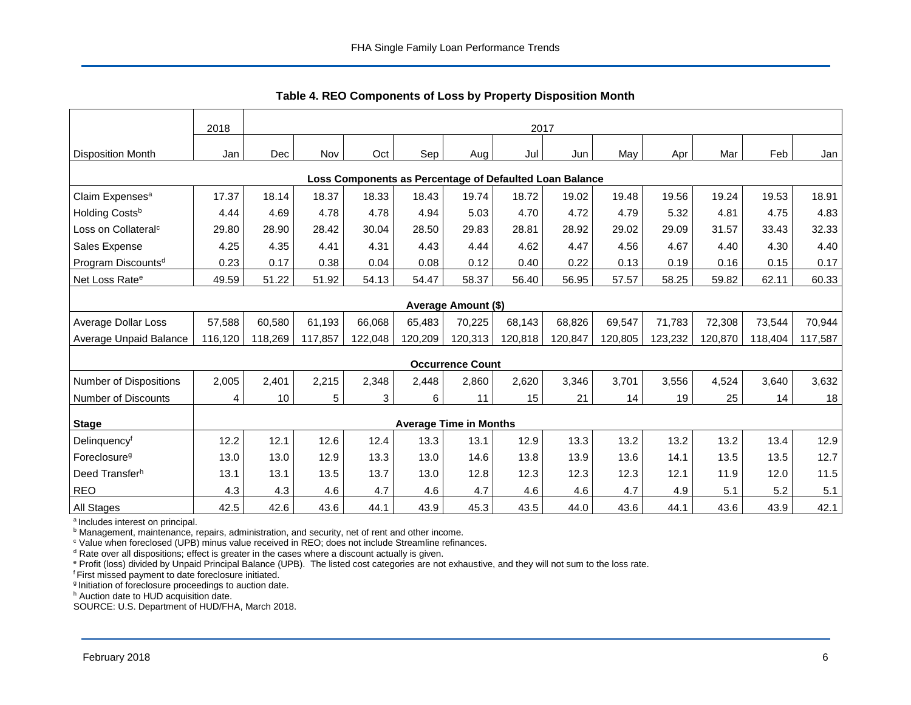**Table 4. REO Components of Loss by Property Disposition Month**

| | 2018 | 2017 | | | | | | | | | | | |
|---|---|---|---|---|---|---|---|---|---|---|---|---|---|
| Disposition Month | Jan | Dec | Nov | Oct | Sep | Aug | Jul | Jun | May | Apr | Mar | Feb | Jan |
| **Loss Components as Percentage of Defaulted Loan Balance** | | | | | | | | | | | | | |
| Claim Expenses[a] | 17.37 | 18.14 | 18.37 | 18.33 | 18.43 | 19.74 | 18.72 | 19.02 | 19.48 | 19.56 | 19.24 | 19.53 | 18.91 |
| Holding Costs[b] | 4.44 | 4.69 | 4.78 | 4.78 | 4.94 | 5.03 | 4.70 | 4.72 | 4.79 | 5.32 | 4.81 | 4.75 | 4.83 |
| Loss on Collateral[c] | 29.80 | 28.90 | 28.42 | 30.04 | 28.50 | 29.83 | 28.81 | 28.92 | 29.02 | 29.09 | 31.57 | 33.43 | 32.33 |
| Sales Expense | 4.25 | 4.35 | 4.41 | 4.31 | 4.43 | 4.44 | 4.62 | 4.47 | 4.56 | 4.67 | 4.40 | 4.30 | 4.40 |
| Program Discounts[d] | 0.23 | 0.17 | 0.38 | 0.04 | 0.08 | 0.12 | 0.40 | 0.22 | 0.13 | 0.19 | 0.16 | 0.15 | 0.17 |
| Net Loss Rate[e] | 49.59 | 51.22 | 51.92 | 54.13 | 54.47 | 58.37 | 56.40 | 56.95 | 57.57 | 58.25 | 59.82 | 62.11 | 60.33 |
| **Average Amount ($)** | | | | | | | | | | | | | |
| Average Dollar Loss | 57,588 | 60,580 | 61,193 | 66,068 | 65,483 | 70,225 | 68,143 | 68,826 | 69,547 | 71,783 | 72,308 | 73,544 | 70,944 |
| Average Unpaid Balance | 116,120 | 118,269 | 117,857 | 122,048 | 120,209 | 120,313 | 120,818 | 120,847 | 120,805 | 123,232 | 120,870 | 118,404 | 117,587 |
| **Occurrence Count** | | | | | | | | | | | | | |
| Number of Dispositions | 2,005 | 2,401 | 2,215 | 2,348 | 2,448 | 2,860 | 2,620 | 3,346 | 3,701 | 3,556 | 4,524 | 3,640 | 3,632 |
| Number of Discounts | 4 | 10 | 5 | 3 | 6 | 11 | 15 | 21 | 14 | 19 | 25 | 14 | 18 |
| **Stage** | **Average Time in Months** | | | | | | | | | | | | |
| Delinquency[f] | 12.2 | 12.1 | 12.6 | 12.4 | 13.3 | 13.1 | 12.9 | 13.3 | 13.2 | 13.2 | 13.2 | 13.4 | 12.9 |
| Foreclosure[g] | 13.0 | 13.0 | 12.9 | 13.3 | 13.0 | 14.6 | 13.8 | 13.9 | 13.6 | 14.1 | 13.5 | 13.5 | 12.7 |
| Deed Transfer[h] | 13.1 | 13.1 | 13.5 | 13.7 | 13.0 | 12.8 | 12.3 | 12.3 | 12.3 | 12.1 | 11.9 | 12.0 | 11.5 |
| REO | 4.3 | 4.3 | 4.6 | 4.7 | 4.6 | 4.7 | 4.6 | 4.6 | 4.7 | 4.9 | 5.1 | 5.2 | 5.1 |
| All Stages | 42.5 | 42.6 | 43.6 | 44.1 | 43.9 | 45.3 | 43.5 | 44.0 | 43.6 | 44.1 | 43.6 | 43.9 | 42.1 |

[a] Includes interest on principal.
[b] Management, maintenance, repairs, administration, and security, net of rent and other income.
[c] Value when foreclosed (UPB) minus value received in REO; does not include Streamline refinances.
[d] Rate over all dispositions; effect is greater in the cases where a discount actually is given.
[e] Profit (loss) divided by Unpaid Principal Balance (UPB). The listed cost categories are not exhaustive, and they will not sum to the loss rate.
[f] First missed payment to date foreclosure initiated.
[g] Initiation of foreclosure proceedings to auction date.
[h] Auction date to HUD acquisition date.
SOURCE: U.S. Department of HUD/FHA, March 2018.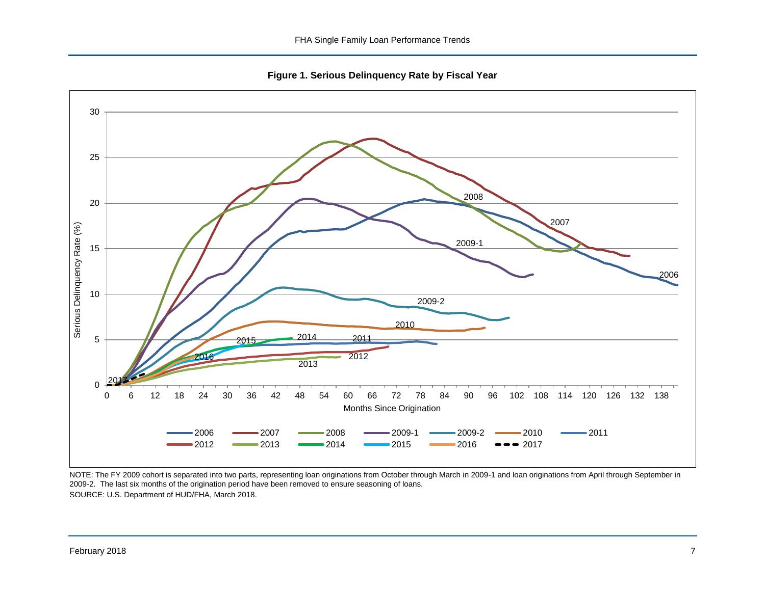**Figure 1. Serious Delinquency Rate by Fiscal Year**

NOTE: The FY 2009 cohort is separated into two parts, representing loan originations from October through March in 2009-1 and loan originations from April through September in 2009-2. The last six months of the origination period have been removed to ensure seasoning of loans.

SOURCE: U.S. Department of HUD/FHA, March 2018.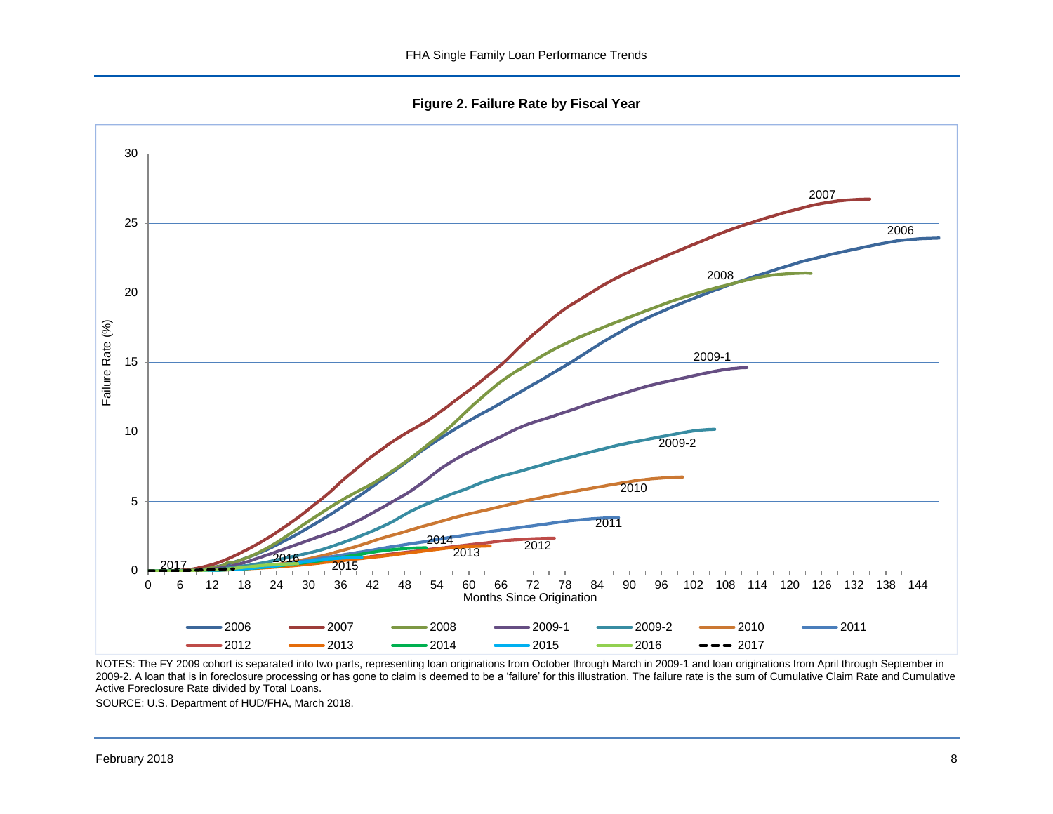**Figure 2. Failure Rate by Fiscal Year**

Failure Rate (%)

30
25
20
15
10
5
0

0 6 12 18 24 30 36 42 48 54 60 66 72 78 84 90 96 102 108 114 120 126 132 138 144

Months Since Origination

2007
2006
2008
2009-1
2009-2
2010
2011
2014
2012
2013
2016
2015
2017

2006 2007 2008 2009-1 2009-2 2010 2011
2012 2013 2014 2015 2016 2017

NOTES: The FY 2009 cohort is separated into two parts, representing loan originations from October through March in 2009-1 and loan originations from April through September in 2009-2. A loan that is in foreclosure processing or has gone to claim is deemed to be a 'failure' for this illustration. The failure rate is the sum of Cumulative Claim Rate and Cumulative Active Foreclosure Rate divided by Total Loans.

SOURCE: U.S. Department of HUD/FHA, March 2018.